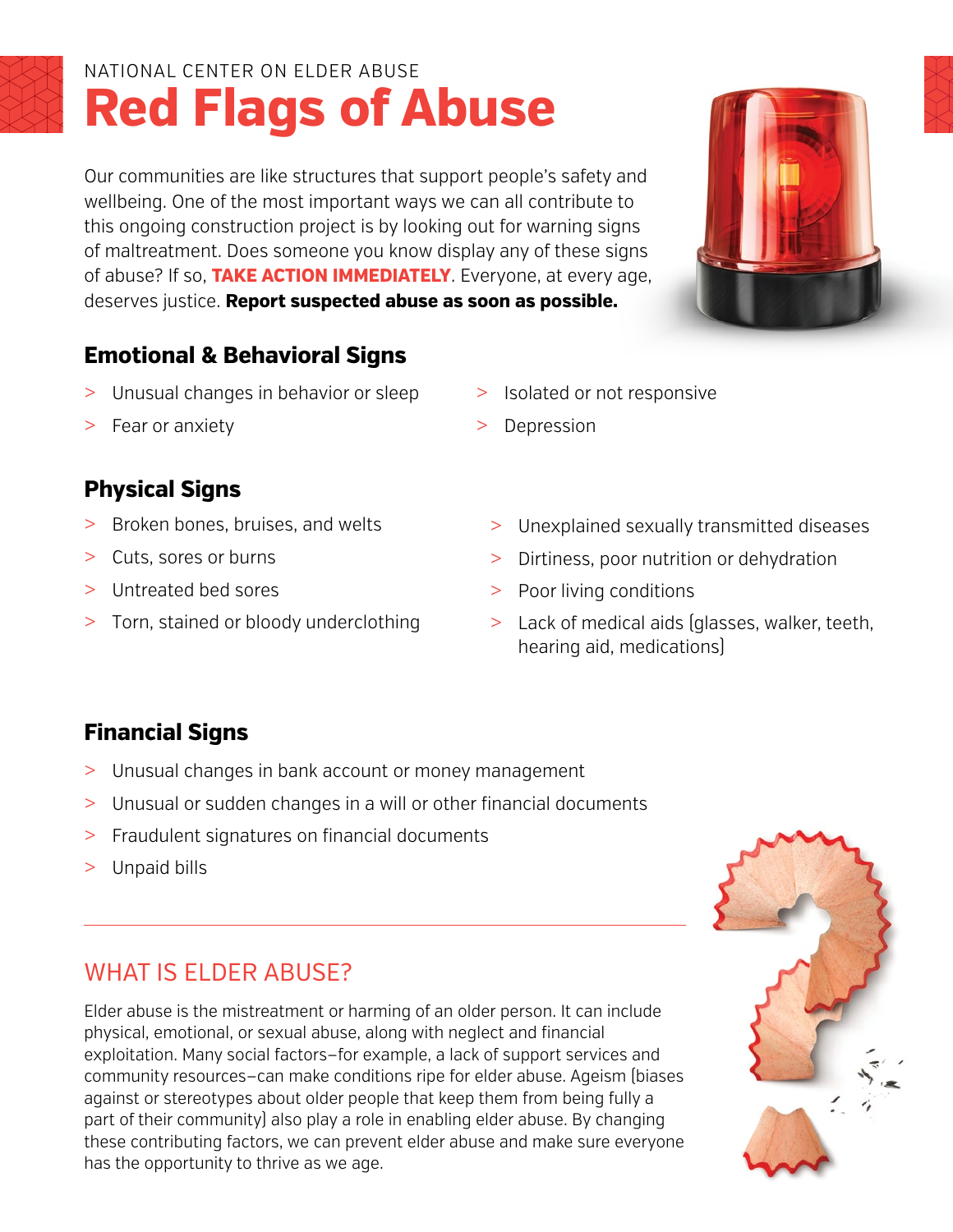NATIONAL CENTER ON ELDER ABUSE

# Red Flags of Abuse

Our communities are like structures that support people's safety and wellbeing. One of the most important ways we can all contribute to this ongoing construction project is by looking out for warning signs of maltreatment. Does someone you know display any of these signs of abuse? If so, **TAKE ACTION IMMEDIATELY**. Everyone, at every age, deserves justice. **Report suspected abuse as soon as possible.**

## Emotional & Behavioral Signs

- Unusual changes in behavior or sleep
- Fear or anxiety
- Isolated or not responsive
- Depression

## Physical Signs

- Broken bones, bruises, and welts
- Cuts, sores or burns
- Untreated bed sores
- Torn, stained or bloody underclothing
- Unexplained sexually transmitted diseases
- Dirtiness, poor nutrition or dehydration
- Poor living conditions
- Lack of medical aids (glasses, walker, teeth, hearing aid, medications)

## Financial Signs

- Unusual changes in bank account or money management
- Unusual or sudden changes in a will or other financial documents
- Fraudulent signatures on financial documents
- Unpaid bills

## WHAT IS ELDER ABUSE?

Elder abuse is the mistreatment or harming of an older person. It can include physical, emotional, or sexual abuse, along with neglect and financial exploitation. Many social factors–for example, a lack of support services and community resources–can make conditions ripe for elder abuse. Ageism (biases against or stereotypes about older people that keep them from being fully a part of their community) also play a role in enabling elder abuse. By changing these contributing factors, we can prevent elder abuse and make sure everyone has the opportunity to thrive as we age.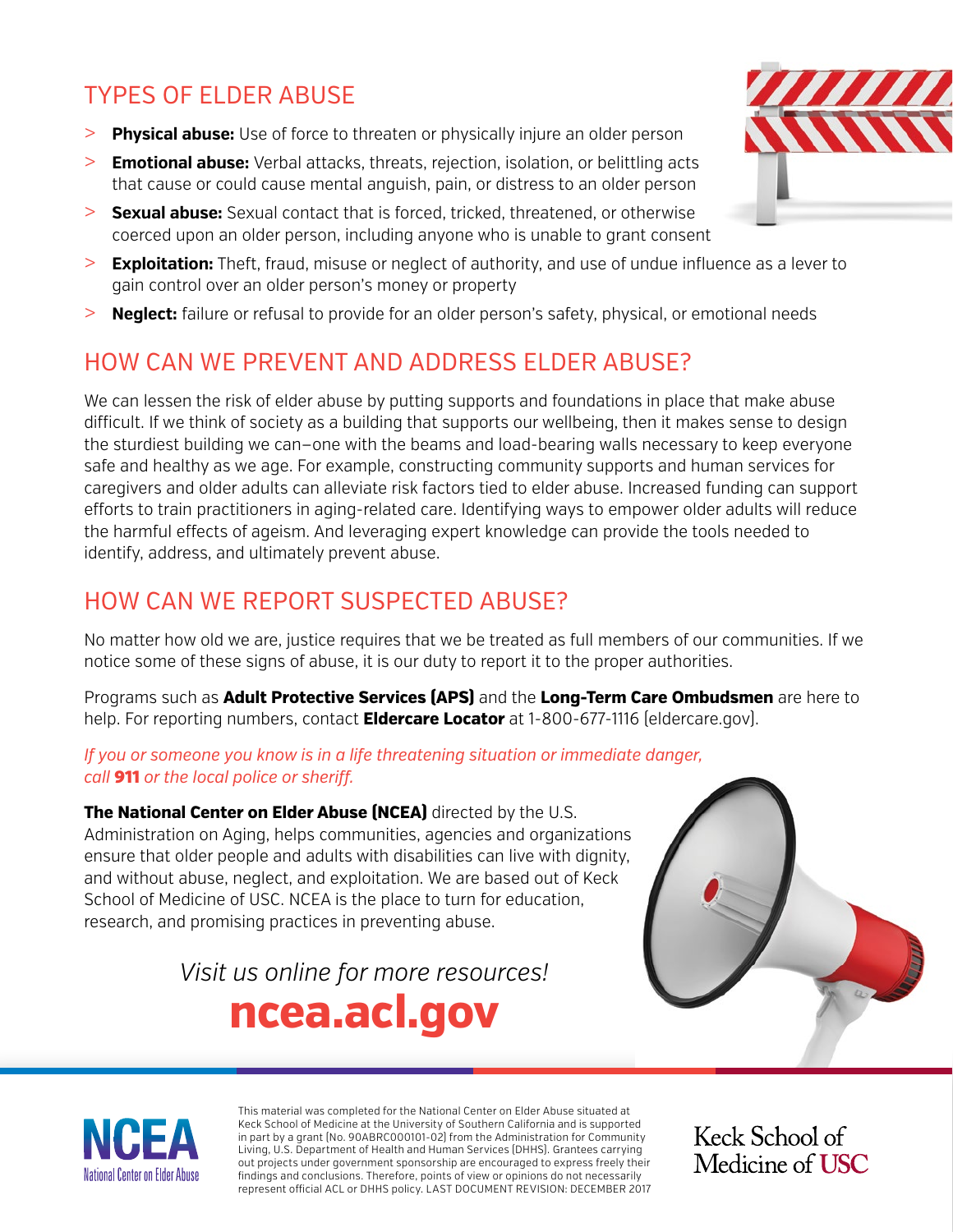## TYPES OF ELDER ABUSE

- **Physical abuse:** Use of force to threaten or physically injure an older person
- **Emotional abuse:** Verbal attacks, threats, rejection, isolation, or belittling acts that cause or could cause mental anguish, pain, or distress to an older person
- **Sexual abuse:** Sexual contact that is forced, tricked, threatened, or otherwise coerced upon an older person, including anyone who is unable to grant consent
- **Exploitation:** Theft, fraud, misuse or neglect of authority, and use of undue influence as a lever to gain control over an older person's money or property
- **Neglect:** failure or refusal to provide for an older person's safety, physical, or emotional needs

## HOW CAN WE PREVENT AND ADDRESS ELDER ABUSE?

We can lessen the risk of elder abuse by putting supports and foundations in place that make abuse difficult. If we think of society as a building that supports our wellbeing, then it makes sense to design the sturdiest building we can–one with the beams and load-bearing walls necessary to keep everyone safe and healthy as we age. For example, constructing community supports and human services for caregivers and older adults can alleviate risk factors tied to elder abuse. Increased funding can support efforts to train practitioners in aging-related care. Identifying ways to empower older adults will reduce the harmful effects of ageism. And leveraging expert knowledge can provide the tools needed to identify, address, and ultimately prevent abuse.

## HOW CAN WE REPORT SUSPECTED ABUSE?

No matter how old we are, justice requires that we be treated as full members of our communities. If we notice some of these signs of abuse, it is our duty to report it to the proper authorities.

Programs such as **Adult Protective Services (APS)** and the **Long-Term Care Ombudsmen** are here to help. For reporting numbers, contact **Eldercare Locator** at 1-800-677-1116 (eldercare.gov).

*If you or someone you know is in a life threatening situation or immediate danger, call **911** or the local police or sheriff.*

**The National Center on Elder Abuse (NCEA)** directed by the U.S. Administration on Aging, helps communities, agencies and organizations ensure that older people and adults with disabilities can live with dignity, and without abuse, neglect, and exploitation. We are based out of Keck School of Medicine of USC. NCEA is the place to turn for education, research, and promising practices in preventing abuse.

*Visit us online for more resources!*

**ncea.acl.gov**

NCEA National Center on Elder Abuse

This material was completed for the National Center on Elder Abuse situated at Keck School of Medicine at the University of Southern California and is supported in part by a grant (No. 90ABRC000101-02) from the Administration for Community Living, U.S. Department of Health and Human Services (DHHS). Grantees carrying out projects under government sponsorship are encouraged to express freely their findings and conclusions. Therefore, points of view or opinions do not necessarily represent official ACL or DHHS policy. LAST DOCUMENT REVISION: DECEMBER 2017

Keck School of Medicine of USC